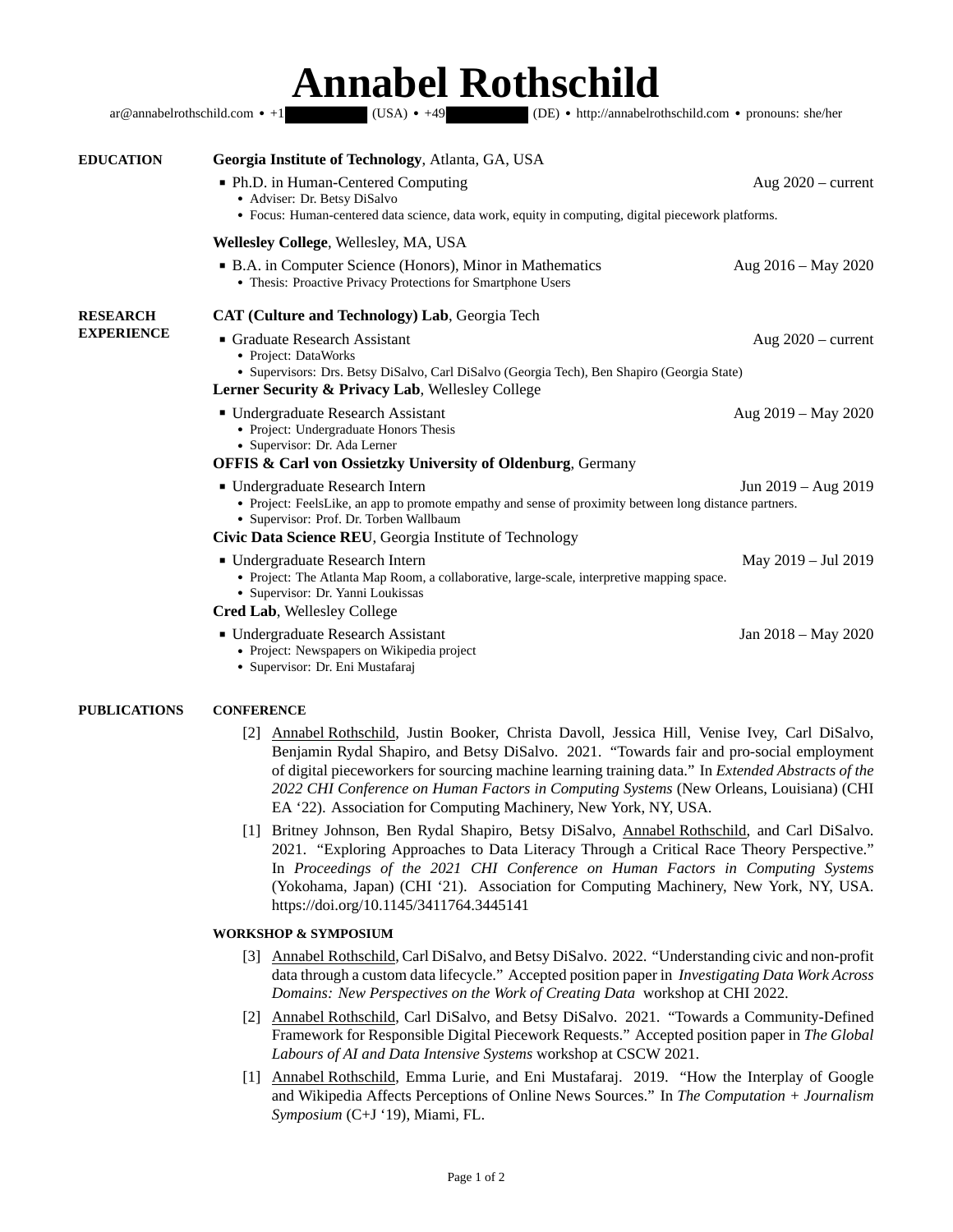# Annabel Rothschild

ar@annabelrothschild.com • +1 ████████ (USA) • +49 ████████ (DE) • http://annabelrothschild.com • pronouns: she/her

## EDUCATION

**Georgia Institute of Technology**, Atlanta, GA, USA

- Ph.D. in Human-Centered Computing — Aug 2020 – current
  - Adviser: Dr. Betsy DiSalvo
  - Focus: Human-centered data science, data work, equity in computing, digital piecework platforms.

**Wellesley College**, Wellesley, MA, USA

- B.A. in Computer Science (Honors), Minor in Mathematics — Aug 2016 – May 2020
  - Thesis: Proactive Privacy Protections for Smartphone Users

## RESEARCH EXPERIENCE

**CAT (Culture and Technology) Lab**, Georgia Tech

- Graduate Research Assistant — Aug 2020 – current
  - Project: DataWorks
  - Supervisors: Drs. Betsy DiSalvo, Carl DiSalvo (Georgia Tech), Ben Shapiro (Georgia State)

**Lerner Security & Privacy Lab**, Wellesley College

- Undergraduate Research Assistant — Aug 2019 – May 2020
  - Project: Undergraduate Honors Thesis
  - Supervisor: Dr. Ada Lerner

**OFFIS & Carl von Ossietzky University of Oldenburg**, Germany

- Undergraduate Research Intern — Jun 2019 – Aug 2019
  - Project: FeelsLike, an app to promote empathy and sense of proximity between long distance partners.
  - Supervisor: Prof. Dr. Torben Wallbaum

**Civic Data Science REU**, Georgia Institute of Technology

- Undergraduate Research Intern — May 2019 – Jul 2019
  - Project: The Atlanta Map Room, a collaborative, large-scale, interpretive mapping space.
  - Supervisor: Dr. Yanni Loukissas

**Cred Lab**, Wellesley College

- Undergraduate Research Assistant — Jan 2018 – May 2020
  - Project: Newspapers on Wikipedia project
  - Supervisor: Dr. Eni Mustafaraj

## PUBLICATIONS

### CONFERENCE

[2] Annabel Rothschild, Justin Booker, Christa Davoll, Jessica Hill, Venise Ivey, Carl DiSalvo, Benjamin Rydal Shapiro, and Betsy DiSalvo. 2021. "Towards fair and pro-social employment of digital pieceworkers for sourcing machine learning training data." In *Extended Abstracts of the 2022 CHI Conference on Human Factors in Computing Systems* (New Orleans, Louisiana) (CHI EA '22). Association for Computing Machinery, New York, NY, USA.

[1] Britney Johnson, Ben Rydal Shapiro, Betsy DiSalvo, Annabel Rothschild, and Carl DiSalvo. 2021. "Exploring Approaches to Data Literacy Through a Critical Race Theory Perspective." In *Proceedings of the 2021 CHI Conference on Human Factors in Computing Systems* (Yokohama, Japan) (CHI '21). Association for Computing Machinery, New York, NY, USA. https://doi.org/10.1145/3411764.3445141

### WORKSHOP & SYMPOSIUM

[3] Annabel Rothschild, Carl DiSalvo, and Betsy DiSalvo. 2022. "Understanding civic and non-profit data through a custom data lifecycle." Accepted position paper in *Investigating Data Work Across Domains: New Perspectives on the Work of Creating Data* workshop at CHI 2022.

[2] Annabel Rothschild, Carl DiSalvo, and Betsy DiSalvo. 2021. "Towards a Community-Defined Framework for Responsible Digital Piecework Requests." Accepted position paper in *The Global Labours of AI and Data Intensive Systems* workshop at CSCW 2021.

[1] Annabel Rothschild, Emma Lurie, and Eni Mustafaraj. 2019. "How the Interplay of Google and Wikipedia Affects Perceptions of Online News Sources." In *The Computation + Journalism Symposium* (C+J '19), Miami, FL.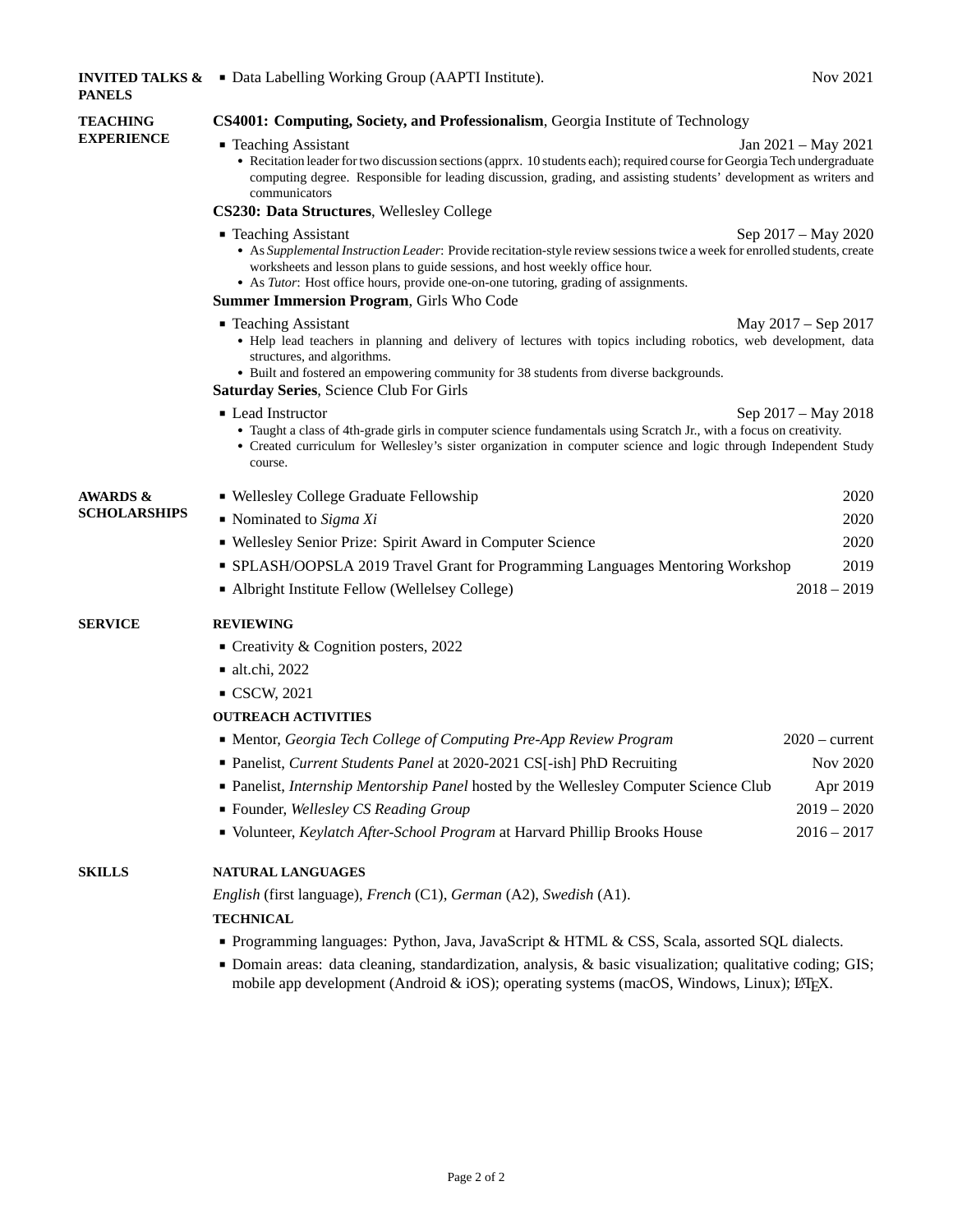## INVITED TALKS & PANELS

- Data Labelling Working Group (AAPTI Institute). Nov 2021

## TEACHING EXPERIENCE

**CS4001: Computing, Society, and Professionalism**, Georgia Institute of Technology

- Teaching Assistant — Jan 2021 – May 2021
  - Recitation leader for two discussion sections (apprx. 10 students each); required course for Georgia Tech undergraduate computing degree. Responsible for leading discussion, grading, and assisting students' development as writers and communicators

**CS230: Data Structures**, Wellesley College

- Teaching Assistant — Sep 2017 – May 2020
  - As *Supplemental Instruction Leader*: Provide recitation-style review sessions twice a week for enrolled students, create worksheets and lesson plans to guide sessions, and host weekly office hour.
  - As *Tutor*: Host office hours, provide one-on-one tutoring, grading of assignments.

**Summer Immersion Program**, Girls Who Code

- Teaching Assistant — May 2017 – Sep 2017
  - Help lead teachers in planning and delivery of lectures with topics including robotics, web development, data structures, and algorithms.
  - Built and fostered an empowering community for 38 students from diverse backgrounds.

**Saturday Series**, Science Club For Girls

- Lead Instructor — Sep 2017 – May 2018
  - Taught a class of 4th-grade girls in computer science fundamentals using Scratch Jr., with a focus on creativity.
  - Created curriculum for Wellesley's sister organization in computer science and logic through Independent Study course.

## AWARDS & SCHOLARSHIPS

- Wellesley College Graduate Fellowship — 2020
- Nominated to *Sigma Xi* — 2020
- Wellesley Senior Prize: Spirit Award in Computer Science — 2020
- SPLASH/OOPSLA 2019 Travel Grant for Programming Languages Mentoring Workshop — 2019
- Albright Institute Fellow (Wellelsey College) — 2018 – 2019

## SERVICE

**REVIEWING**

- Creativity & Cognition posters, 2022
- alt.chi, 2022
- CSCW, 2021

**OUTREACH ACTIVITIES**

- Mentor, *Georgia Tech College of Computing Pre-App Review Program* — 2020 – current
- Panelist, *Current Students Panel* at 2020-2021 CS[-ish] PhD Recruiting — Nov 2020
- Panelist, *Internship Mentorship Panel* hosted by the Wellesley Computer Science Club — Apr 2019
- Founder, *Wellesley CS Reading Group* — 2019 – 2020
- Volunteer, *Keylatch After-School Program* at Harvard Phillip Brooks House — 2016 – 2017

## SKILLS

**NATURAL LANGUAGES**

*English* (first language), *French* (C1), *German* (A2), *Swedish* (A1).

**TECHNICAL**

- Programming languages: Python, Java, JavaScript & HTML & CSS, Scala, assorted SQL dialects.
- Domain areas: data cleaning, standardization, analysis, & basic visualization; qualitative coding; GIS; mobile app development (Android & iOS); operating systems (macOS, Windows, Linux); LaTeX.